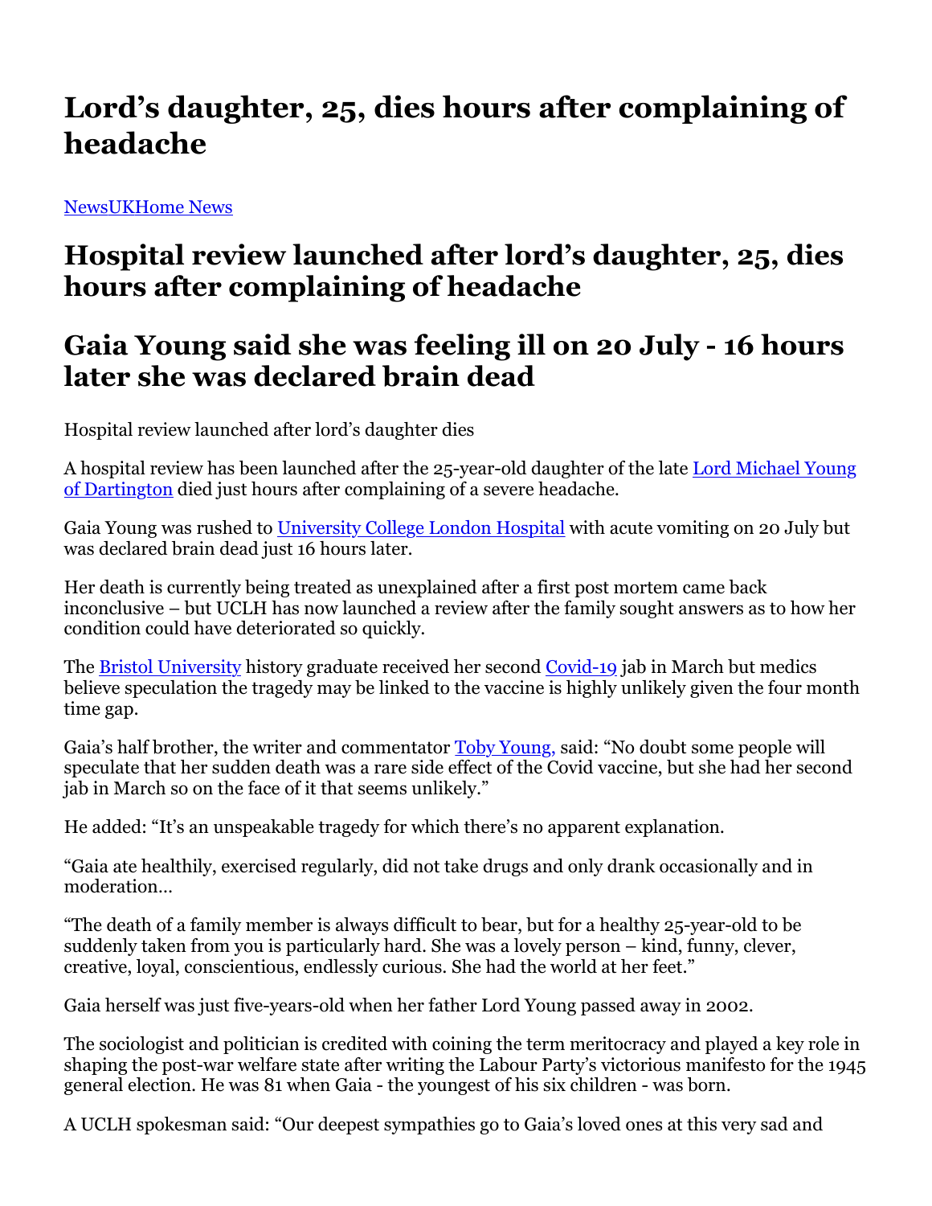# Lord's daughter, 25, dies hours after complaining of headache

[NewsUKHome News](#)

## Hospital review launched after lord's daughter, 25, dies hours after complaining of headache

## Gaia Young said she was feeling ill on 20 July - 16 hours later she was declared brain dead

Hospital review launched after lord's daughter dies

A hospital review has been launched after the 25-year-old daughter of the late Lord Michael Young of Dartington died just hours after complaining of a severe headache.

Gaia Young was rushed to University College London Hospital with acute vomiting on 20 July but was declared brain dead just 16 hours later.

Her death is currently being treated as unexplained after a first post mortem came back inconclusive – but UCLH has now launched a review after the family sought answers as to how her condition could have deteriorated so quickly.

The Bristol University history graduate received her second Covid-19 jab in March but medics believe speculation the tragedy may be linked to the vaccine is highly unlikely given the four month time gap.

Gaia's half brother, the writer and commentator Toby Young, said: "No doubt some people will speculate that her sudden death was a rare side effect of the Covid vaccine, but she had her second jab in March so on the face of it that seems unlikely."

He added: "It's an unspeakable tragedy for which there's no apparent explanation.

"Gaia ate healthily, exercised regularly, did not take drugs and only drank occasionally and in moderation…

"The death of a family member is always difficult to bear, but for a healthy 25-year-old to be suddenly taken from you is particularly hard. She was a lovely person – kind, funny, clever, creative, loyal, conscientious, endlessly curious. She had the world at her feet."

Gaia herself was just five-years-old when her father Lord Young passed away in 2002.

The sociologist and politician is credited with coining the term meritocracy and played a key role in shaping the post-war welfare state after writing the Labour Party's victorious manifesto for the 1945 general election. He was 81 when Gaia - the youngest of his six children - was born.

A UCLH spokesman said: "Our deepest sympathies go to Gaia's loved ones at this very sad and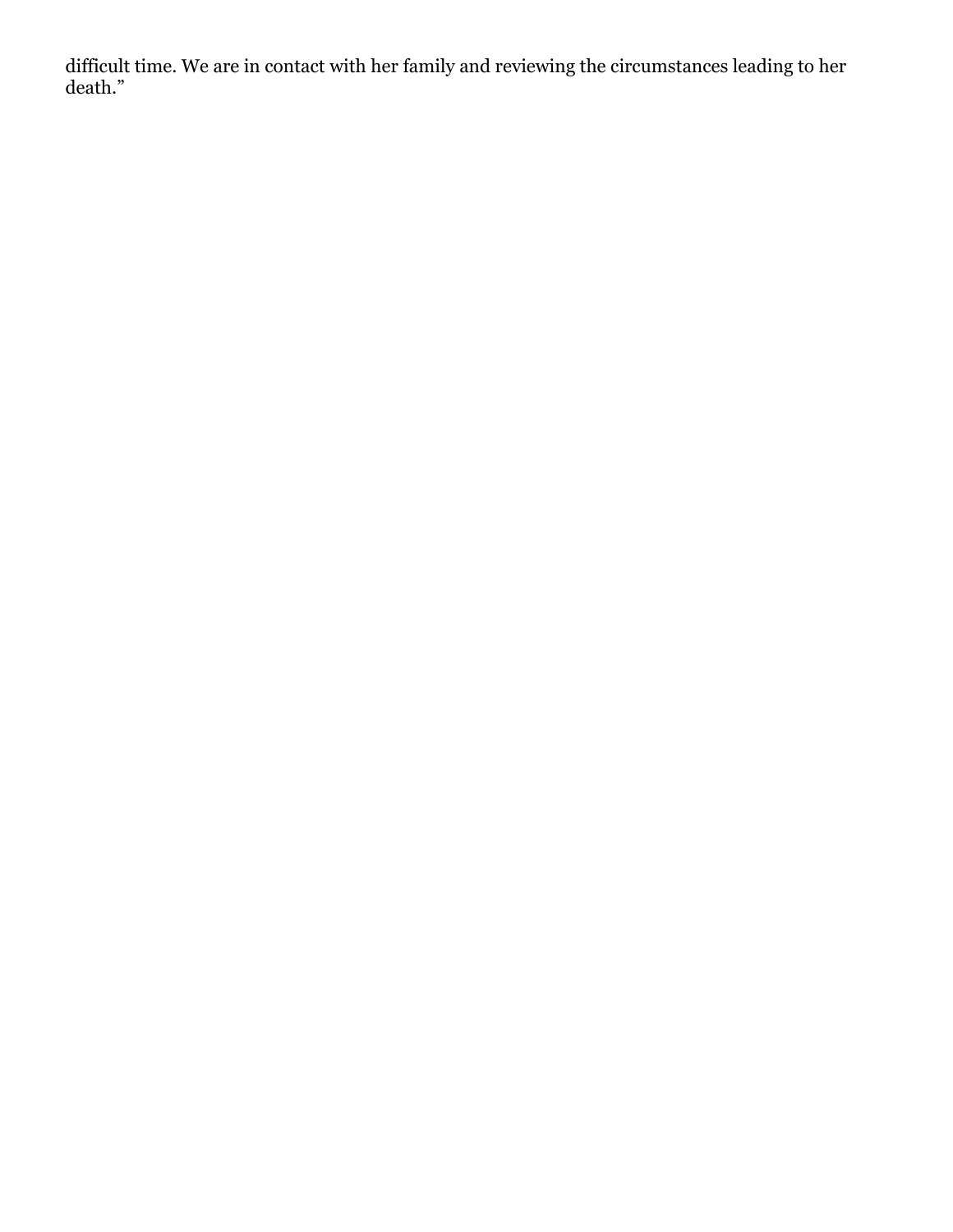difficult time. We are in contact with her family and reviewing the circumstances leading to her death.”